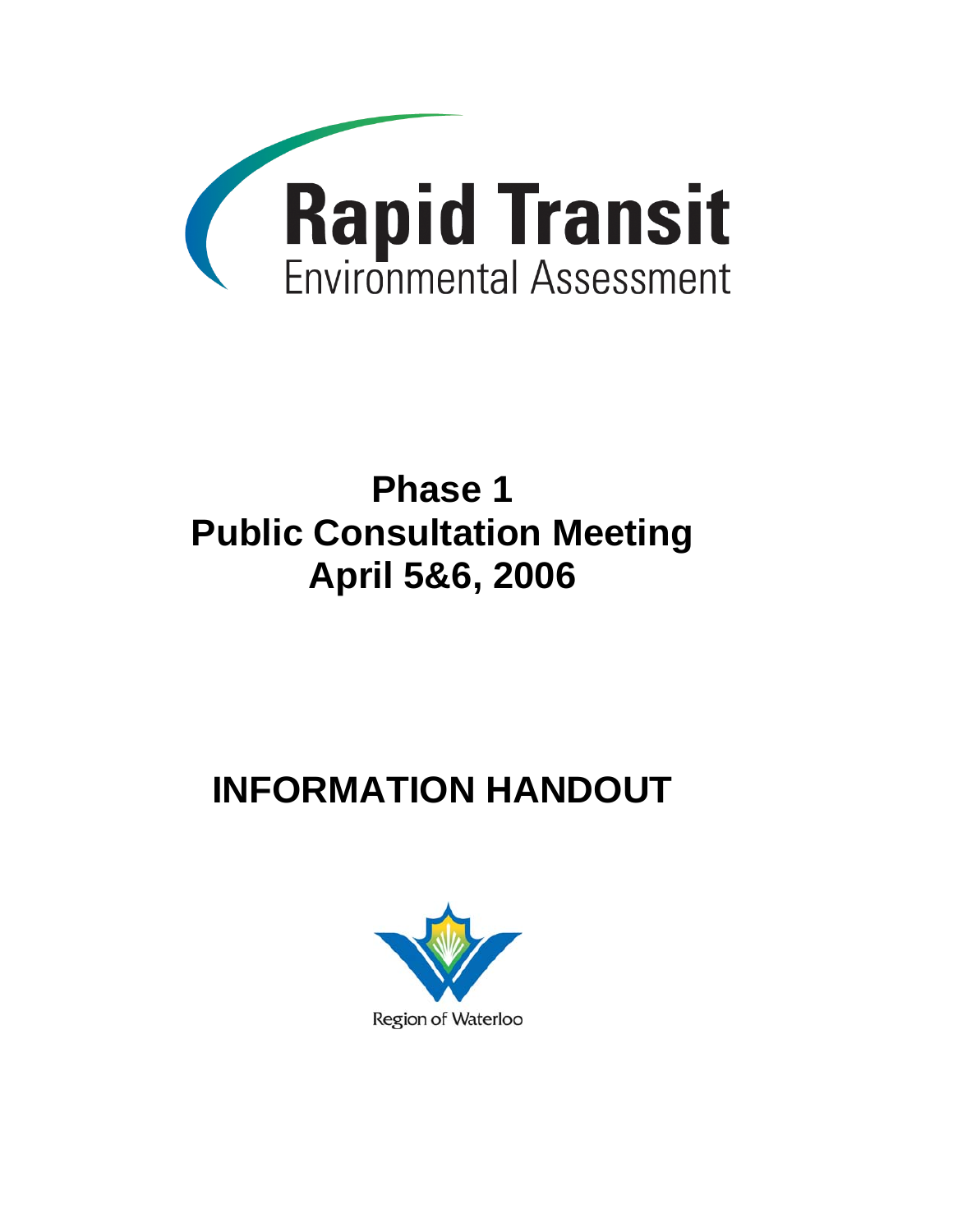# Rapid Transit

Environmental Assessment

## Phase 1
## Public Consultation Meeting
## April 5&6, 2006

# INFORMATION HANDOUT

Region of Waterloo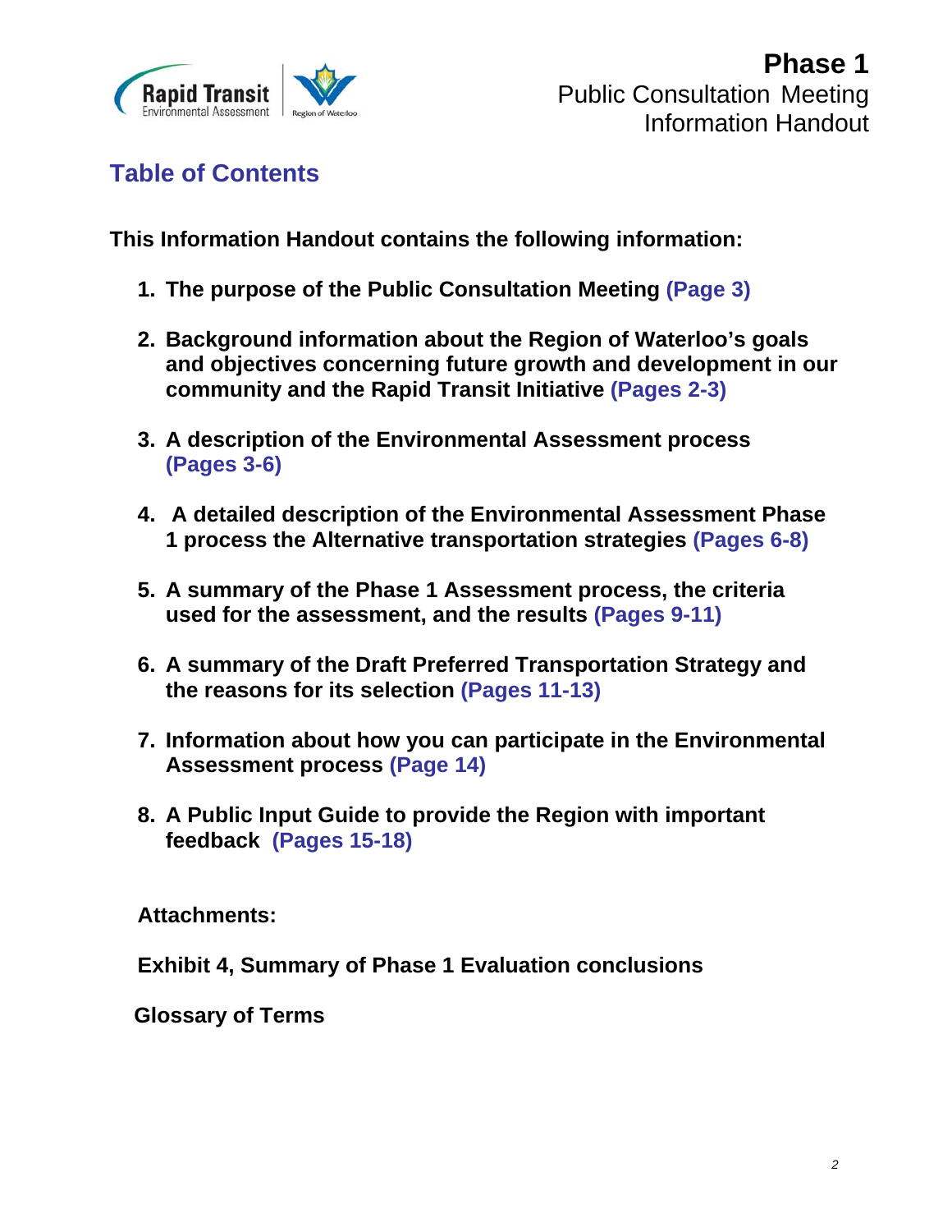## Table of Contents

**This Information Handout contains the following information:**

1. **The purpose of the Public Consultation Meeting (Page 3)**
2. **Background information about the Region of Waterloo's goals and objectives concerning future growth and development in our community and the Rapid Transit Initiative (Pages 2-3)**
3. **A description of the Environmental Assessment process (Pages 3-6)**
4. **A detailed description of the Environmental Assessment Phase 1 process the Alternative transportation strategies (Pages 6-8)**
5. **A summary of the Phase 1 Assessment process, the criteria used for the assessment, and the results (Pages 9-11)**
6. **A summary of the Draft Preferred Transportation Strategy and the reasons for its selection (Pages 11-13)**
7. **Information about how you can participate in the Environmental Assessment process (Page 14)**
8. **A Public Input Guide to provide the Region with important feedback (Pages 15-18)**

**Attachments:**

**Exhibit 4, Summary of Phase 1 Evaluation conclusions**

**Glossary of Terms**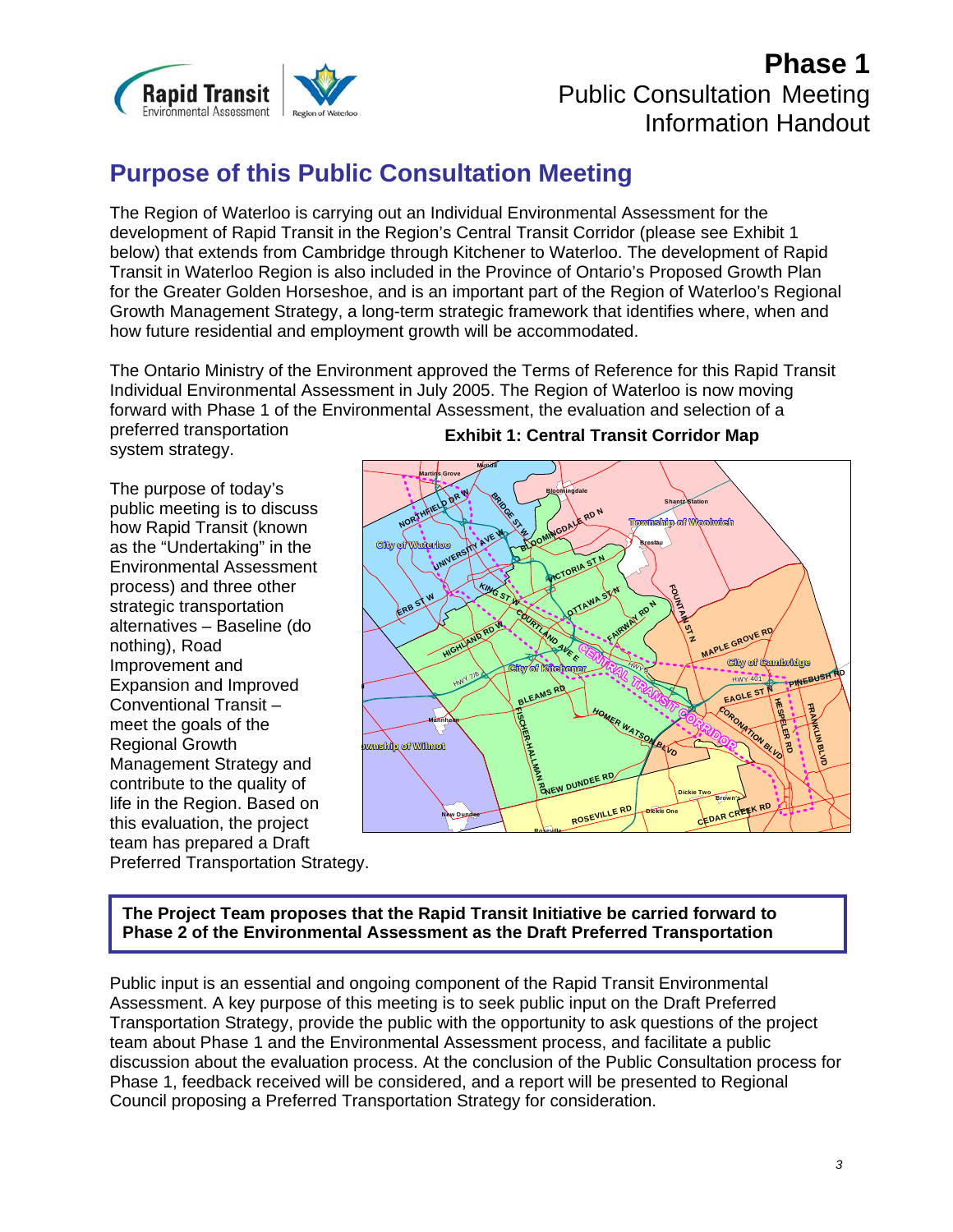# Phase 1
## Public Consultation Meeting Information Handout

## Purpose of this Public Consultation Meeting

The Region of Waterloo is carrying out an Individual Environmental Assessment for the development of Rapid Transit in the Region's Central Transit Corridor (please see Exhibit 1 below) that extends from Cambridge through Kitchener to Waterloo. The development of Rapid Transit in Waterloo Region is also included in the Province of Ontario's Proposed Growth Plan for the Greater Golden Horseshoe, and is an important part of the Region of Waterloo's Regional Growth Management Strategy, a long-term strategic framework that identifies where, when and how future residential and employment growth will be accommodated.

The Ontario Ministry of the Environment approved the Terms of Reference for this Rapid Transit Individual Environmental Assessment in July 2005. The Region of Waterloo is now moving forward with Phase 1 of the Environmental Assessment, the evaluation and selection of a preferred transportation system strategy.

**Exhibit 1: Central Transit Corridor Map**

The purpose of today's public meeting is to discuss how Rapid Transit (known as the "Undertaking" in the Environmental Assessment process) and three other strategic transportation alternatives – Baseline (do nothing), Road Improvement and Expansion and Improved Conventional Transit – meet the goals of the Regional Growth Management Strategy and contribute to the quality of life in the Region. Based on this evaluation, the project team has prepared a Draft Preferred Transportation Strategy.

> **The Project Team proposes that the Rapid Transit Initiative be carried forward to Phase 2 of the Environmental Assessment as the Draft Preferred Transportation**

Public input is an essential and ongoing component of the Rapid Transit Environmental Assessment. A key purpose of this meeting is to seek public input on the Draft Preferred Transportation Strategy, provide the public with the opportunity to ask questions of the project team about Phase 1 and the Environmental Assessment process, and facilitate a public discussion about the evaluation process. At the conclusion of the Public Consultation process for Phase 1, feedback received will be considered, and a report will be presented to Regional Council proposing a Preferred Transportation Strategy for consideration.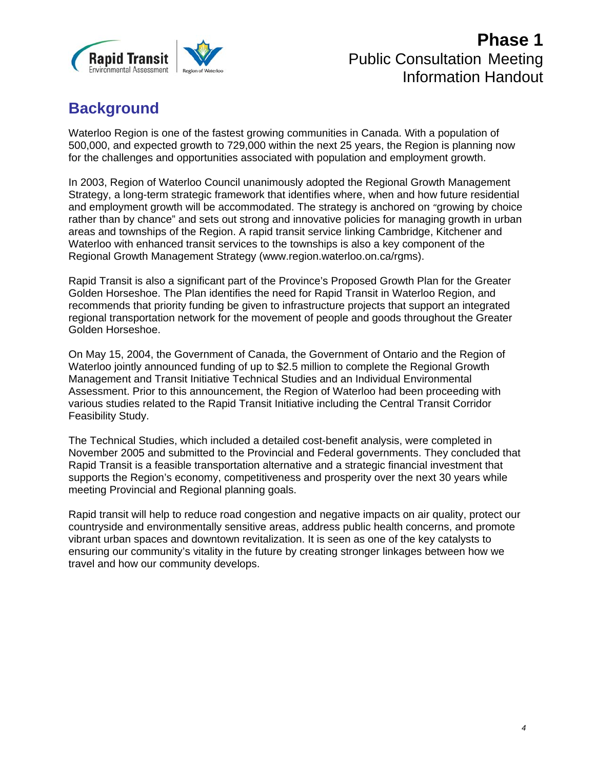## Background

Waterloo Region is one of the fastest growing communities in Canada. With a population of 500,000, and expected growth to 729,000 within the next 25 years, the Region is planning now for the challenges and opportunities associated with population and employment growth.

In 2003, Region of Waterloo Council unanimously adopted the Regional Growth Management Strategy, a long-term strategic framework that identifies where, when and how future residential and employment growth will be accommodated. The strategy is anchored on "growing by choice rather than by chance" and sets out strong and innovative policies for managing growth in urban areas and townships of the Region. A rapid transit service linking Cambridge, Kitchener and Waterloo with enhanced transit services to the townships is also a key component of the Regional Growth Management Strategy (www.region.waterloo.on.ca/rgms).

Rapid Transit is also a significant part of the Province's Proposed Growth Plan for the Greater Golden Horseshoe. The Plan identifies the need for Rapid Transit in Waterloo Region, and recommends that priority funding be given to infrastructure projects that support an integrated regional transportation network for the movement of people and goods throughout the Greater Golden Horseshoe.

On May 15, 2004, the Government of Canada, the Government of Ontario and the Region of Waterloo jointly announced funding of up to $2.5 million to complete the Regional Growth Management and Transit Initiative Technical Studies and an Individual Environmental Assessment. Prior to this announcement, the Region of Waterloo had been proceeding with various studies related to the Rapid Transit Initiative including the Central Transit Corridor Feasibility Study.

The Technical Studies, which included a detailed cost-benefit analysis, were completed in November 2005 and submitted to the Provincial and Federal governments. They concluded that Rapid Transit is a feasible transportation alternative and a strategic financial investment that supports the Region's economy, competitiveness and prosperity over the next 30 years while meeting Provincial and Regional planning goals.

Rapid transit will help to reduce road congestion and negative impacts on air quality, protect our countryside and environmentally sensitive areas, address public health concerns, and promote vibrant urban spaces and downtown revitalization. It is seen as one of the key catalysts to ensuring our community's vitality in the future by creating stronger linkages between how we travel and how our community develops.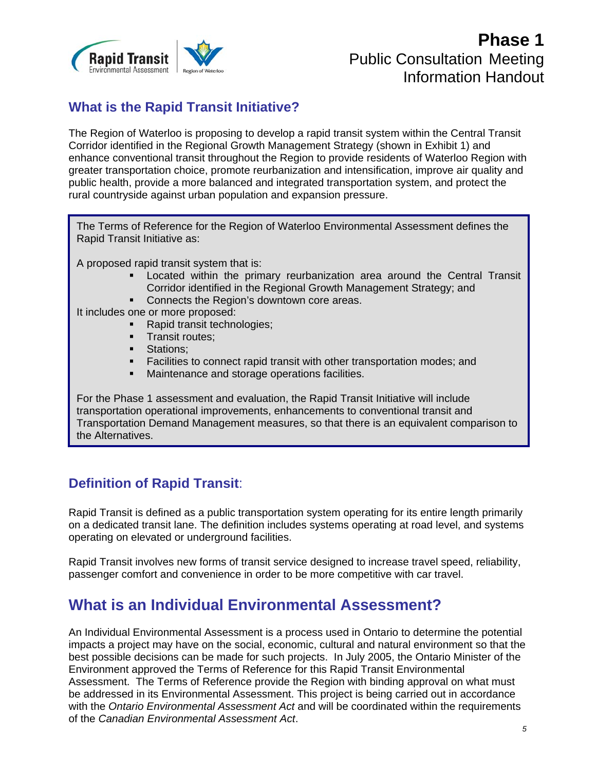# Phase 1
Public Consultation Meeting
Information Handout

## What is the Rapid Transit Initiative?

The Region of Waterloo is proposing to develop a rapid transit system within the Central Transit Corridor identified in the Regional Growth Management Strategy (shown in Exhibit 1) and enhance conventional transit throughout the Region to provide residents of Waterloo Region with greater transportation choice, promote reurbanization and intensification, improve air quality and public health, provide a more balanced and integrated transportation system, and protect the rural countryside against urban population and expansion pressure.

> The Terms of Reference for the Region of Waterloo Environmental Assessment defines the Rapid Transit Initiative as:
>
> A proposed rapid transit system that is:
> - Located within the primary reurbanization area around the Central Transit Corridor identified in the Regional Growth Management Strategy; and
> - Connects the Region's downtown core areas.
>
> It includes one or more proposed:
> - Rapid transit technologies;
> - Transit routes;
> - Stations;
> - Facilities to connect rapid transit with other transportation modes; and
> - Maintenance and storage operations facilities.
>
> For the Phase 1 assessment and evaluation, the Rapid Transit Initiative will include transportation operational improvements, enhancements to conventional transit and Transportation Demand Management measures, so that there is an equivalent comparison to the Alternatives.

## Definition of Rapid Transit:

Rapid Transit is defined as a public transportation system operating for its entire length primarily on a dedicated transit lane. The definition includes systems operating at road level, and systems operating on elevated or underground facilities.

Rapid Transit involves new forms of transit service designed to increase travel speed, reliability, passenger comfort and convenience in order to be more competitive with car travel.

## What is an Individual Environmental Assessment?

An Individual Environmental Assessment is a process used in Ontario to determine the potential impacts a project may have on the social, economic, cultural and natural environment so that the best possible decisions can be made for such projects. In July 2005, the Ontario Minister of the Environment approved the Terms of Reference for this Rapid Transit Environmental Assessment. The Terms of Reference provide the Region with binding approval on what must be addressed in its Environmental Assessment. This project is being carried out in accordance with the *Ontario Environmental Assessment Act* and will be coordinated within the requirements of the *Canadian Environmental Assessment Act*.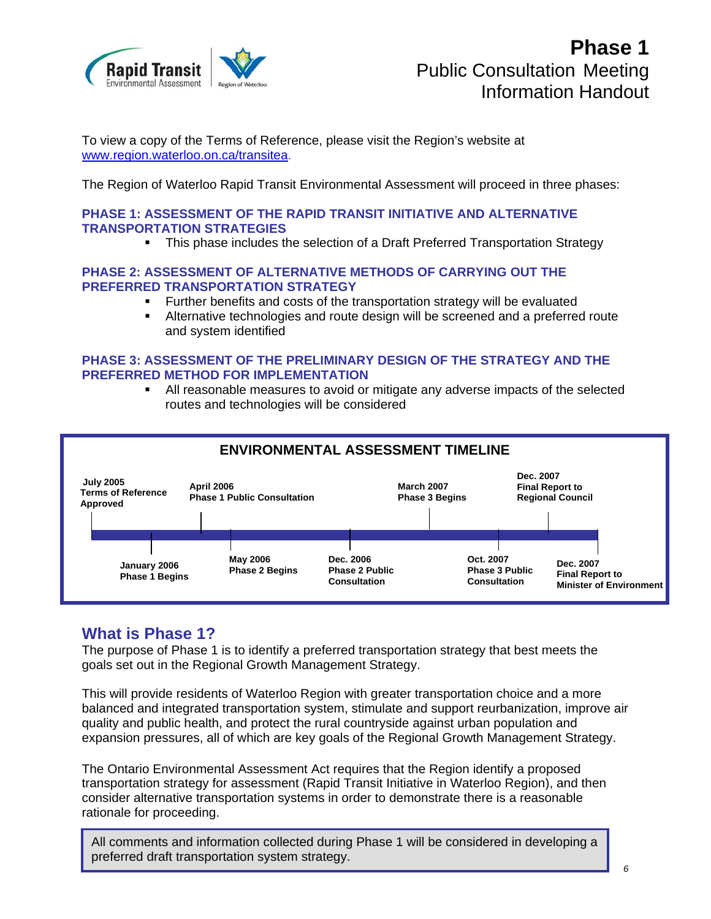# Phase 1

## Public Consultation Meeting Information Handout

To view a copy of the Terms of Reference, please visit the Region's website at www.region.waterloo.on.ca/transitea.

The Region of Waterloo Rapid Transit Environmental Assessment will proceed in three phases:

### PHASE 1: ASSESSMENT OF THE RAPID TRANSIT INITIATIVE AND ALTERNATIVE TRANSPORTATION STRATEGIES

- This phase includes the selection of a Draft Preferred Transportation Strategy

### PHASE 2: ASSESSMENT OF ALTERNATIVE METHODS OF CARRYING OUT THE PREFERRED TRANSPORTATION STRATEGY

- Further benefits and costs of the transportation strategy will be evaluated
- Alternative technologies and route design will be screened and a preferred route and system identified

### PHASE 3: ASSESSMENT OF THE PRELIMINARY DESIGN OF THE STRATEGY AND THE PREFERRED METHOD FOR IMPLEMENTATION

- All reasonable measures to avoid or mitigate any adverse impacts of the selected routes and technologies will be considered

**ENVIRONMENTAL ASSESSMENT TIMELINE**

- **July 2005** – Terms of Reference Approved
- **January 2006** – Phase 1 Begins
- **April 2006** – Phase 1 Public Consultation
- **May 2006** – Phase 2 Begins
- **Dec. 2006** – Phase 2 Public Consultation
- **March 2007** – Phase 3 Begins
- **Oct. 2007** – Phase 3 Public Consultation
- **Dec. 2007** – Final Report to Regional Council
- **Dec. 2007** – Final Report to Minister of Environment

## What is Phase 1?

The purpose of Phase 1 is to identify a preferred transportation strategy that best meets the goals set out in the Regional Growth Management Strategy.

This will provide residents of Waterloo Region with greater transportation choice and a more balanced and integrated transportation system, stimulate and support reurbanization, improve air quality and public health, and protect the rural countryside against urban population and expansion pressures, all of which are key goals of the Regional Growth Management Strategy.

The Ontario Environmental Assessment Act requires that the Region identify a proposed transportation strategy for assessment (Rapid Transit Initiative in Waterloo Region), and then consider alternative transportation systems in order to demonstrate there is a reasonable rationale for proceeding.

All comments and information collected during Phase 1 will be considered in developing a preferred draft transportation system strategy.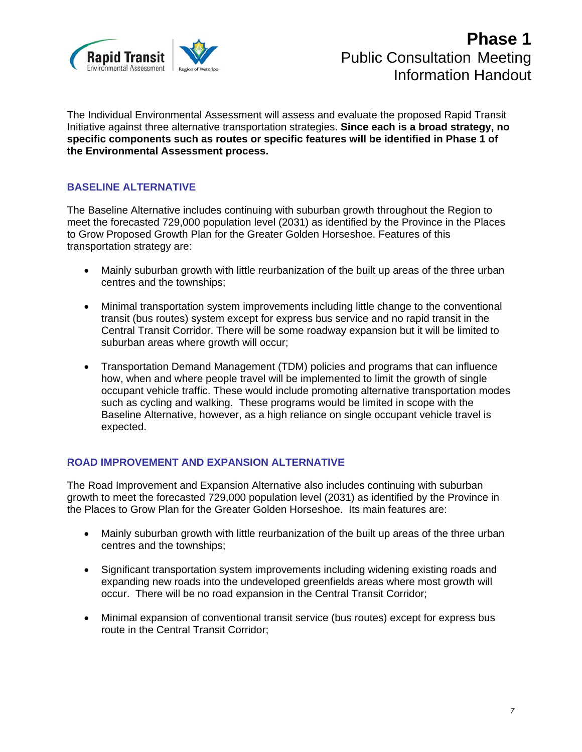The Individual Environmental Assessment will assess and evaluate the proposed Rapid Transit Initiative against three alternative transportation strategies. **Since each is a broad strategy, no specific components such as routes or specific features will be identified in Phase 1 of the Environmental Assessment process.**

## BASELINE ALTERNATIVE

The Baseline Alternative includes continuing with suburban growth throughout the Region to meet the forecasted 729,000 population level (2031) as identified by the Province in the Places to Grow Proposed Growth Plan for the Greater Golden Horseshoe. Features of this transportation strategy are:

- Mainly suburban growth with little reurbanization of the built up areas of the three urban centres and the townships;
- Minimal transportation system improvements including little change to the conventional transit (bus routes) system except for express bus service and no rapid transit in the Central Transit Corridor. There will be some roadway expansion but it will be limited to suburban areas where growth will occur;
- Transportation Demand Management (TDM) policies and programs that can influence how, when and where people travel will be implemented to limit the growth of single occupant vehicle traffic. These would include promoting alternative transportation modes such as cycling and walking. These programs would be limited in scope with the Baseline Alternative, however, as a high reliance on single occupant vehicle travel is expected.

## ROAD IMPROVEMENT AND EXPANSION ALTERNATIVE

The Road Improvement and Expansion Alternative also includes continuing with suburban growth to meet the forecasted 729,000 population level (2031) as identified by the Province in the Places to Grow Plan for the Greater Golden Horseshoe. Its main features are:

- Mainly suburban growth with little reurbanization of the built up areas of the three urban centres and the townships;
- Significant transportation system improvements including widening existing roads and expanding new roads into the undeveloped greenfields areas where most growth will occur. There will be no road expansion in the Central Transit Corridor;
- Minimal expansion of conventional transit service (bus routes) except for express bus route in the Central Transit Corridor;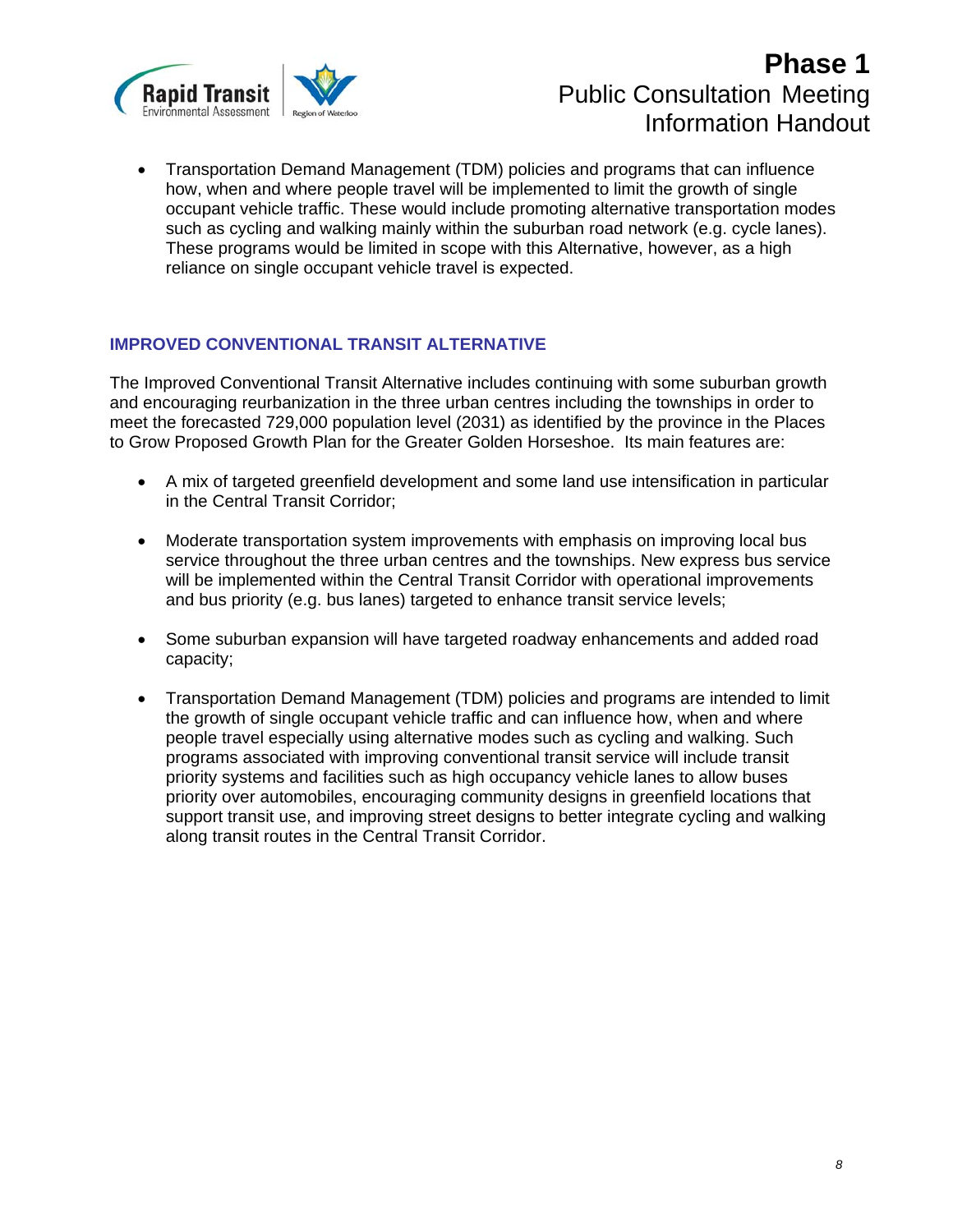- Transportation Demand Management (TDM) policies and programs that can influence how, when and where people travel will be implemented to limit the growth of single occupant vehicle traffic. These would include promoting alternative transportation modes such as cycling and walking mainly within the suburban road network (e.g. cycle lanes). These programs would be limited in scope with this Alternative, however, as a high reliance on single occupant vehicle travel is expected.

## IMPROVED CONVENTIONAL TRANSIT ALTERNATIVE

The Improved Conventional Transit Alternative includes continuing with some suburban growth and encouraging reurbanization in the three urban centres including the townships in order to meet the forecasted 729,000 population level (2031) as identified by the province in the Places to Grow Proposed Growth Plan for the Greater Golden Horseshoe. Its main features are:

- A mix of targeted greenfield development and some land use intensification in particular in the Central Transit Corridor;

- Moderate transportation system improvements with emphasis on improving local bus service throughout the three urban centres and the townships. New express bus service will be implemented within the Central Transit Corridor with operational improvements and bus priority (e.g. bus lanes) targeted to enhance transit service levels;

- Some suburban expansion will have targeted roadway enhancements and added road capacity;

- Transportation Demand Management (TDM) policies and programs are intended to limit the growth of single occupant vehicle traffic and can influence how, when and where people travel especially using alternative modes such as cycling and walking. Such programs associated with improving conventional transit service will include transit priority systems and facilities such as high occupancy vehicle lanes to allow buses priority over automobiles, encouraging community designs in greenfield locations that support transit use, and improving street designs to better integrate cycling and walking along transit routes in the Central Transit Corridor.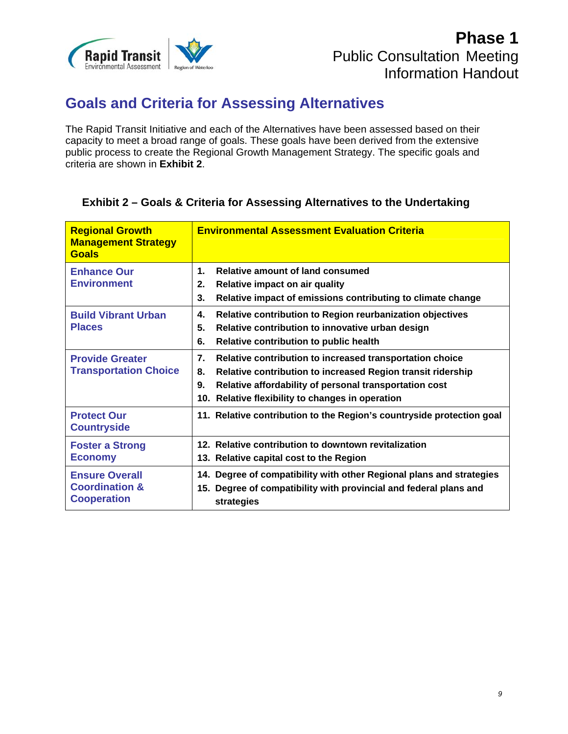## Goals and Criteria for Assessing Alternatives

The Rapid Transit Initiative and each of the Alternatives have been assessed based on their capacity to meet a broad range of goals. These goals have been derived from the extensive public process to create the Regional Growth Management Strategy. The specific goals and criteria are shown in **Exhibit 2**.

### Exhibit 2 – Goals & Criteria for Assessing Alternatives to the Undertaking

| Regional Growth Management Strategy Goals | Environmental Assessment Evaluation Criteria |
|---|---|
| **Enhance Our Environment** | 1. Relative amount of land consumed<br>2. Relative impact on air quality<br>3. Relative impact of emissions contributing to climate change |
| **Build Vibrant Urban Places** | 4. Relative contribution to Region reurbanization objectives<br>5. Relative contribution to innovative urban design<br>6. Relative contribution to public health |
| **Provide Greater Transportation Choice** | 7. Relative contribution to increased transportation choice<br>8. Relative contribution to increased Region transit ridership<br>9. Relative affordability of personal transportation cost<br>10. Relative flexibility to changes in operation |
| **Protect Our Countryside** | 11. Relative contribution to the Region's countryside protection goal |
| **Foster a Strong Economy** | 12. Relative contribution to downtown revitalization<br>13. Relative capital cost to the Region |
| **Ensure Overall Coordination & Cooperation** | 14. Degree of compatibility with other Regional plans and strategies<br>15. Degree of compatibility with provincial and federal plans and strategies |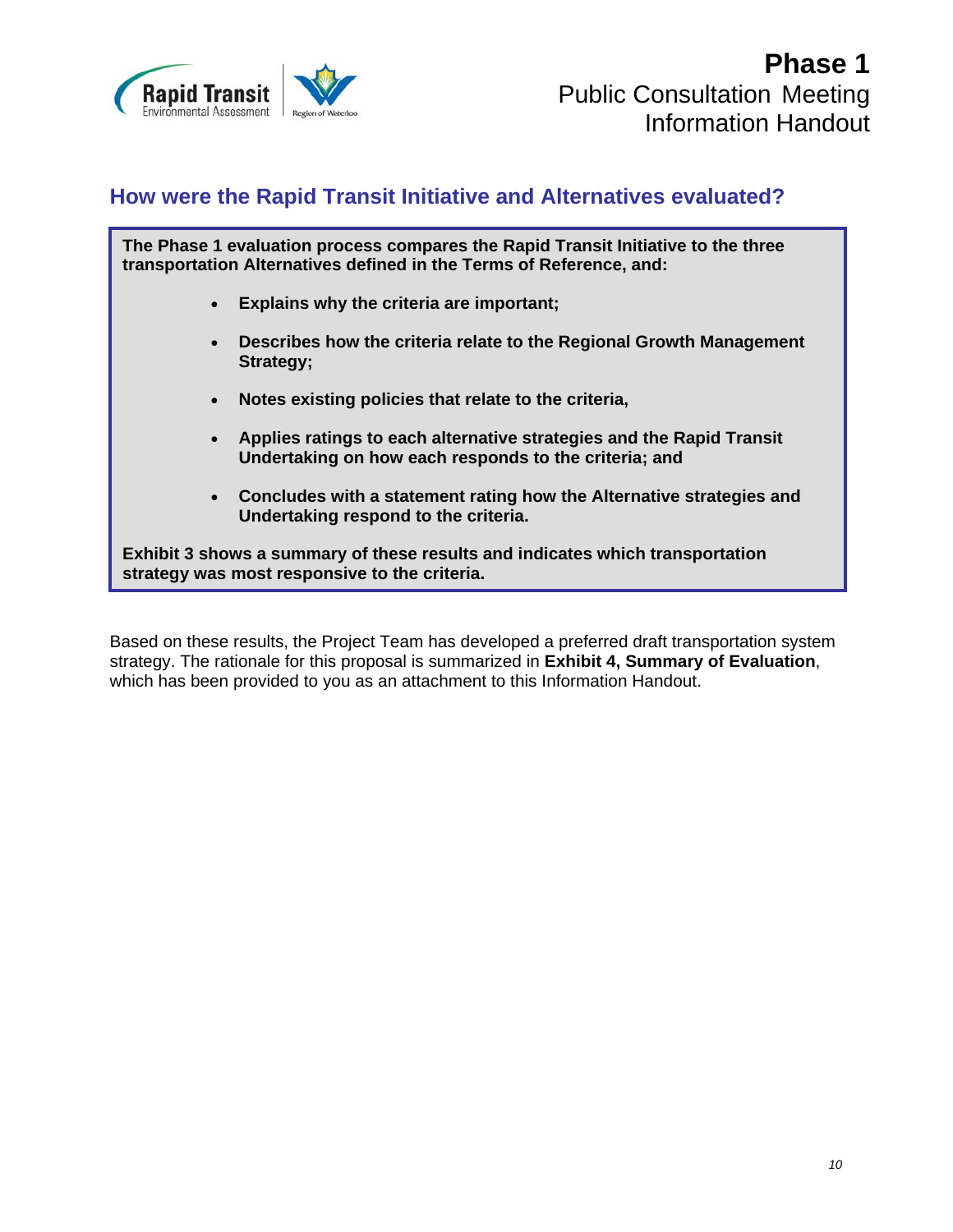## How were the Rapid Transit Initiative and Alternatives evaluated?

**The Phase 1 evaluation process compares the Rapid Transit Initiative to the three transportation Alternatives defined in the Terms of Reference, and:**

- **Explains why the criteria are important;**
- **Describes how the criteria relate to the Regional Growth Management Strategy;**
- **Notes existing policies that relate to the criteria,**
- **Applies ratings to each alternative strategies and the Rapid Transit Undertaking on how each responds to the criteria; and**
- **Concludes with a statement rating how the Alternative strategies and Undertaking respond to the criteria.**

**Exhibit 3 shows a summary of these results and indicates which transportation strategy was most responsive to the criteria.**

Based on these results, the Project Team has developed a preferred draft transportation system strategy. The rationale for this proposal is summarized in **Exhibit 4, Summary of Evaluation**, which has been provided to you as an attachment to this Information Handout.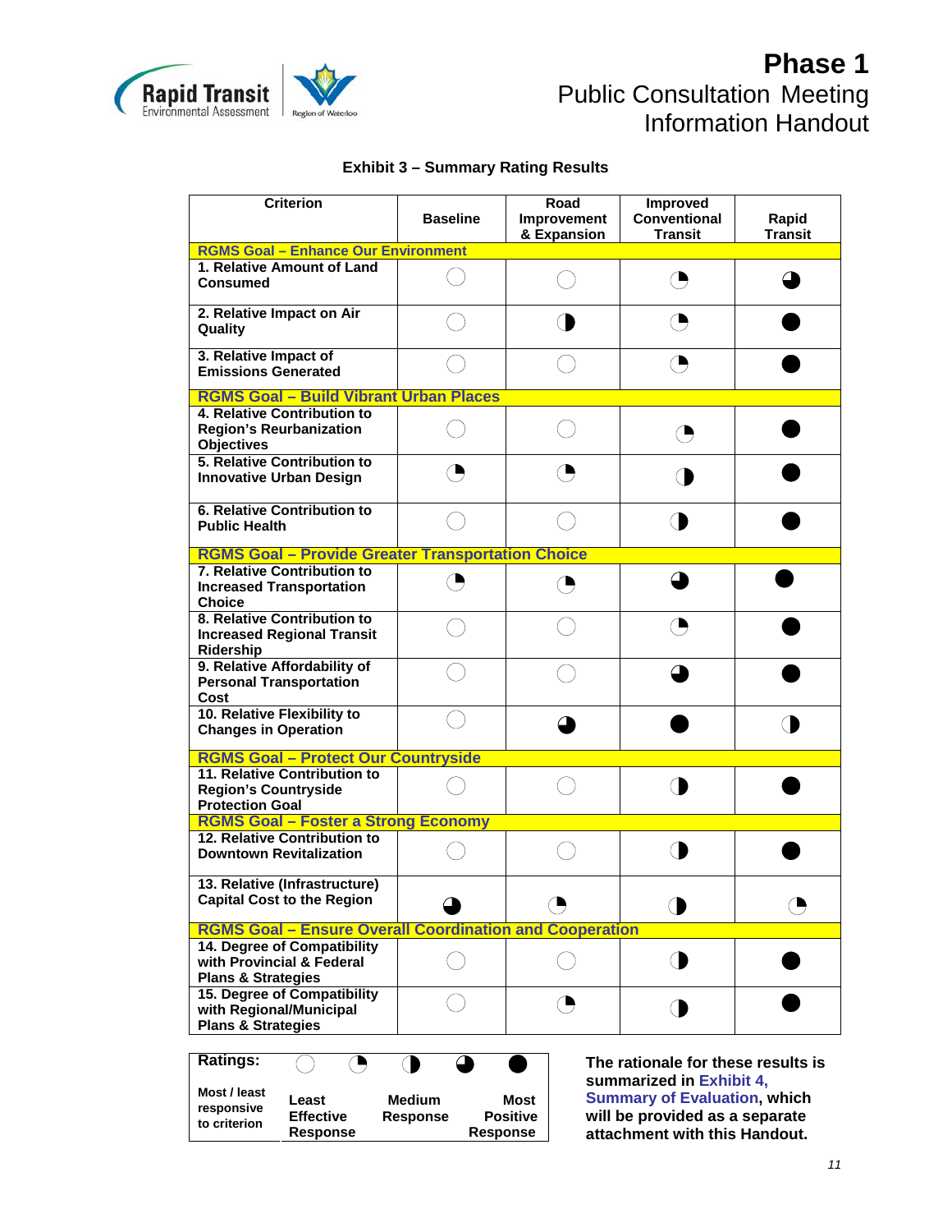**Exhibit 3 – Summary Rating Results**

| Criterion | Baseline | Road Improvement & Expansion | Improved Conventional Transit | Rapid Transit |
|---|---|---|---|---|
| **RGMS Goal – Enhance Our Environment** | | | | |
| 1. Relative Amount of Land Consumed | ○ | ○ | ◔ | ◕ |
| 2. Relative Impact on Air Quality | ○ | ◑ | ◔ | ● |
| 3. Relative Impact of Emissions Generated | ○ | ○ | ◔ | ● |
| **RGMS Goal – Build Vibrant Urban Places** | | | | |
| 4. Relative Contribution to Region's Reurbanization Objectives | ○ | ○ | ◔ | ● |
| 5. Relative Contribution to Innovative Urban Design | ◔ | ◔ | ◑ | ● |
| 6. Relative Contribution to Public Health | ○ | ○ | ◑ | ● |
| **RGMS Goal – Provide Greater Transportation Choice** | | | | |
| 7. Relative Contribution to Increased Transportation Choice | ◔ | ◔ | ◕ | ● |
| 8. Relative Contribution to Increased Regional Transit Ridership | ○ | ○ | ◔ | ● |
| 9. Relative Affordability of Personal Transportation Cost | ○ | ○ | ◕ | ● |
| 10. Relative Flexibility to Changes in Operation | ○ | ◕ | ● | ◑ |
| **RGMS Goal – Protect Our Countryside** | | | | |
| 11. Relative Contribution to Region's Countryside Protection Goal | ○ | ○ | ◑ | ● |
| **RGMS Goal – Foster a Strong Economy** | | | | |
| 12. Relative Contribution to Downtown Revitalization | ○ | ○ | ◑ | ● |
| 13. Relative (Infrastructure) Capital Cost to the Region | ◕ | ◔ | ◑ | ◔ |
| **RGMS Goal – Ensure Overall Coordination and Cooperation** | | | | |
| 14. Degree of Compatibility with Provincial & Federal Plans & Strategies | ○ | ○ | ◑ | ● |
| 15. Degree of Compatibility with Regional/Municipal Plans & Strategies | ○ | ◔ | ◑ | ● |

| Ratings: | ○ | ◔ | ◑ | ◕ | ● |
|---|---|---|---|---|---|
| Most / least responsive to criterion | Least Effective Response | | Medium Response | | Most Positive Response |

**The rationale for these results is summarized in Exhibit 4, Summary of Evaluation, which will be provided as a separate attachment with this Handout.**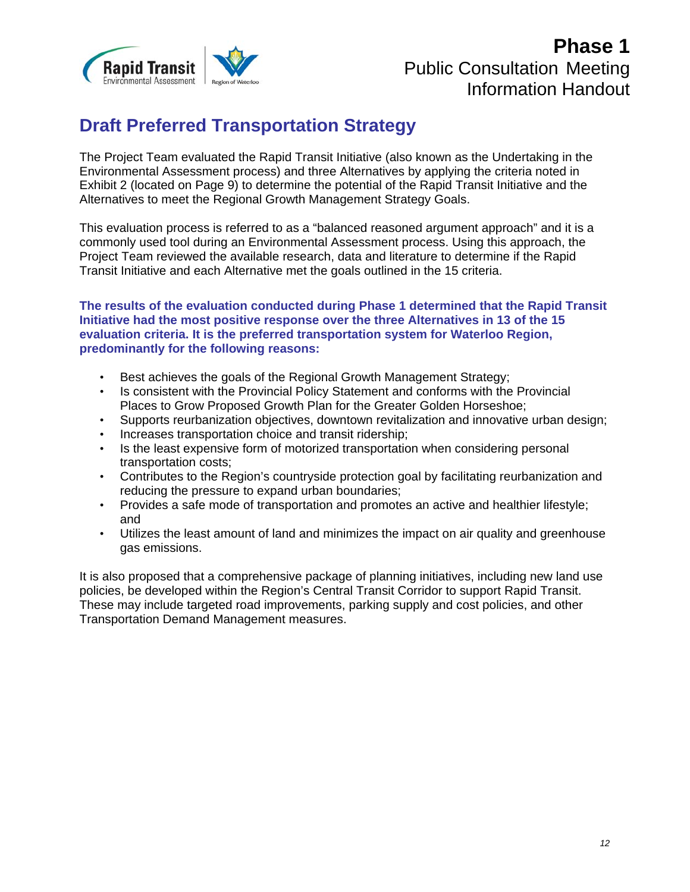## Draft Preferred Transportation Strategy

The Project Team evaluated the Rapid Transit Initiative (also known as the Undertaking in the Environmental Assessment process) and three Alternatives by applying the criteria noted in Exhibit 2 (located on Page 9) to determine the potential of the Rapid Transit Initiative and the Alternatives to meet the Regional Growth Management Strategy Goals.

This evaluation process is referred to as a "balanced reasoned argument approach" and it is a commonly used tool during an Environmental Assessment process. Using this approach, the Project Team reviewed the available research, data and literature to determine if the Rapid Transit Initiative and each Alternative met the goals outlined in the 15 criteria.

**The results of the evaluation conducted during Phase 1 determined that the Rapid Transit Initiative had the most positive response over the three Alternatives in 13 of the 15 evaluation criteria. It is the preferred transportation system for Waterloo Region, predominantly for the following reasons:**

- Best achieves the goals of the Regional Growth Management Strategy;
- Is consistent with the Provincial Policy Statement and conforms with the Provincial Places to Grow Proposed Growth Plan for the Greater Golden Horseshoe;
- Supports reurbanization objectives, downtown revitalization and innovative urban design;
- Increases transportation choice and transit ridership;
- Is the least expensive form of motorized transportation when considering personal transportation costs;
- Contributes to the Region's countryside protection goal by facilitating reurbanization and reducing the pressure to expand urban boundaries;
- Provides a safe mode of transportation and promotes an active and healthier lifestyle; and
- Utilizes the least amount of land and minimizes the impact on air quality and greenhouse gas emissions.

It is also proposed that a comprehensive package of planning initiatives, including new land use policies, be developed within the Region's Central Transit Corridor to support Rapid Transit. These may include targeted road improvements, parking supply and cost policies, and other Transportation Demand Management measures.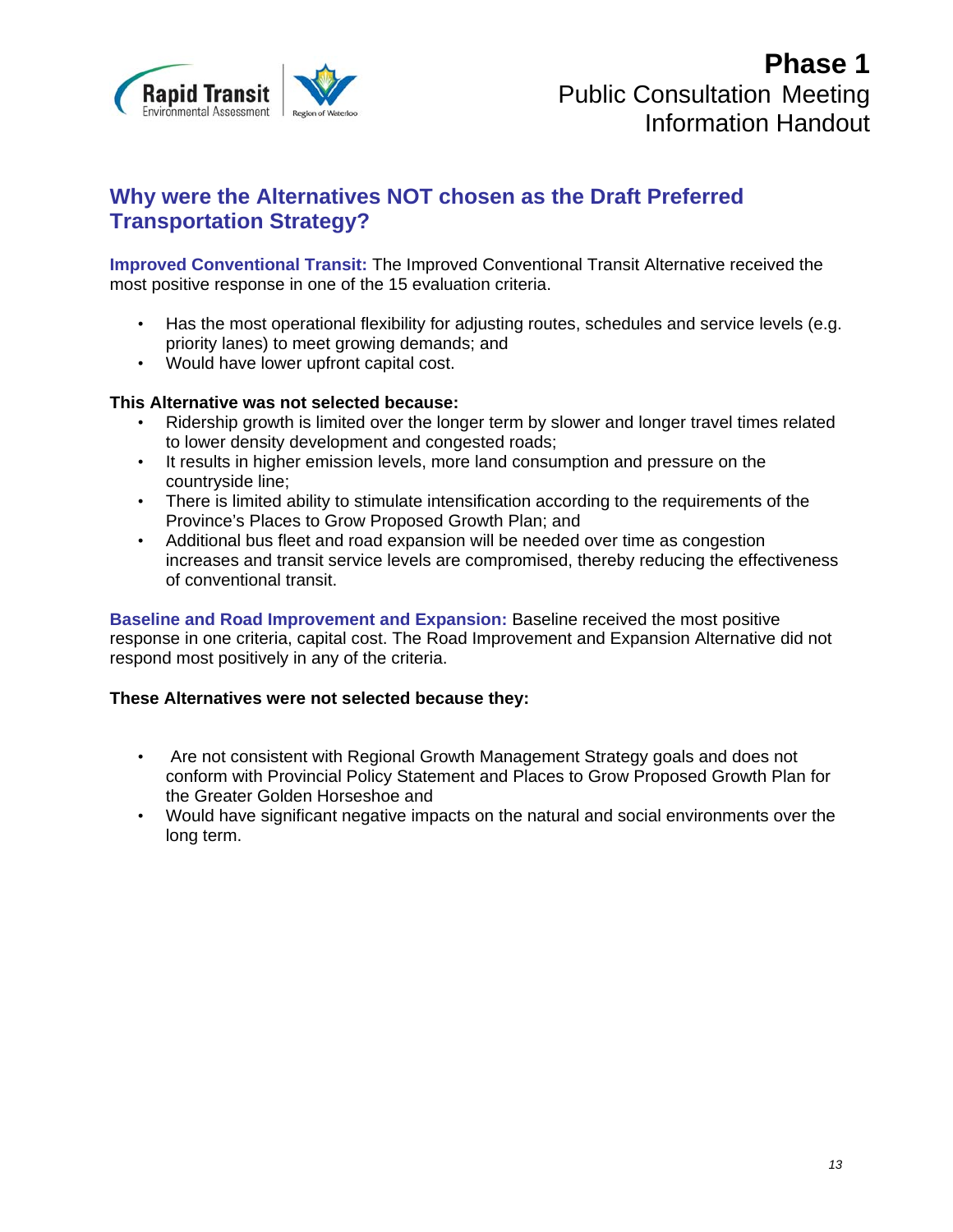## Why were the Alternatives NOT chosen as the Draft Preferred Transportation Strategy?

**Improved Conventional Transit:** The Improved Conventional Transit Alternative received the most positive response in one of the 15 evaluation criteria.

- Has the most operational flexibility for adjusting routes, schedules and service levels (e.g. priority lanes) to meet growing demands; and
- Would have lower upfront capital cost.

**This Alternative was not selected because:**

- Ridership growth is limited over the longer term by slower and longer travel times related to lower density development and congested roads;
- It results in higher emission levels, more land consumption and pressure on the countryside line;
- There is limited ability to stimulate intensification according to the requirements of the Province's Places to Grow Proposed Growth Plan; and
- Additional bus fleet and road expansion will be needed over time as congestion increases and transit service levels are compromised, thereby reducing the effectiveness of conventional transit.

**Baseline and Road Improvement and Expansion:** Baseline received the most positive response in one criteria, capital cost. The Road Improvement and Expansion Alternative did not respond most positively in any of the criteria.

**These Alternatives were not selected because they:**

- Are not consistent with Regional Growth Management Strategy goals and does not conform with Provincial Policy Statement and Places to Grow Proposed Growth Plan for the Greater Golden Horseshoe and
- Would have significant negative impacts on the natural and social environments over the long term.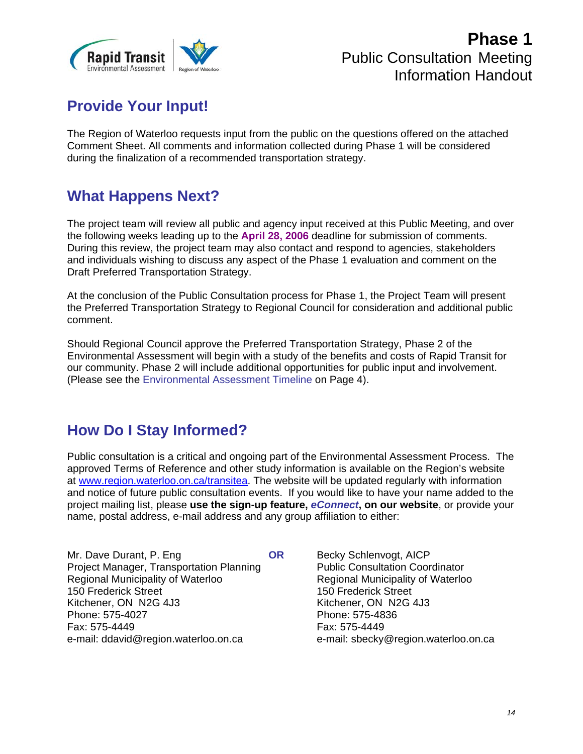Phase 1
Public Consultation Meeting
Information Handout

## Provide Your Input!

The Region of Waterloo requests input from the public on the questions offered on the attached Comment Sheet. All comments and information collected during Phase 1 will be considered during the finalization of a recommended transportation strategy.

## What Happens Next?

The project team will review all public and agency input received at this Public Meeting, and over the following weeks leading up to the **April 28, 2006** deadline for submission of comments. During this review, the project team may also contact and respond to agencies, stakeholders and individuals wishing to discuss any aspect of the Phase 1 evaluation and comment on the Draft Preferred Transportation Strategy.

At the conclusion of the Public Consultation process for Phase 1, the Project Team will present the Preferred Transportation Strategy to Regional Council for consideration and additional public comment.

Should Regional Council approve the Preferred Transportation Strategy, Phase 2 of the Environmental Assessment will begin with a study of the benefits and costs of Rapid Transit for our community. Phase 2 will include additional opportunities for public input and involvement. (Please see the Environmental Assessment Timeline on Page 4).

## How Do I Stay Informed?

Public consultation is a critical and ongoing part of the Environmental Assessment Process. The approved Terms of Reference and other study information is available on the Region's website at www.region.waterloo.on.ca/transitea. The website will be updated regularly with information and notice of future public consultation events. If you would like to have your name added to the project mailing list, please **use the sign-up feature, *eConnect*, on our website**, or provide your name, postal address, e-mail address and any group affiliation to either:

Mr. Dave Durant, P. Eng
Project Manager, Transportation Planning
Regional Municipality of Waterloo
150 Frederick Street
Kitchener, ON N2G 4J3
Phone: 575-4027
Fax: 575-4449
e-mail: ddavid@region.waterloo.on.ca

**OR**

Becky Schlenvogt, AICP
Public Consultation Coordinator
Regional Municipality of Waterloo
150 Frederick Street
Kitchener, ON N2G 4J3
Phone: 575-4836
Fax: 575-4449
e-mail: sbecky@region.waterloo.on.ca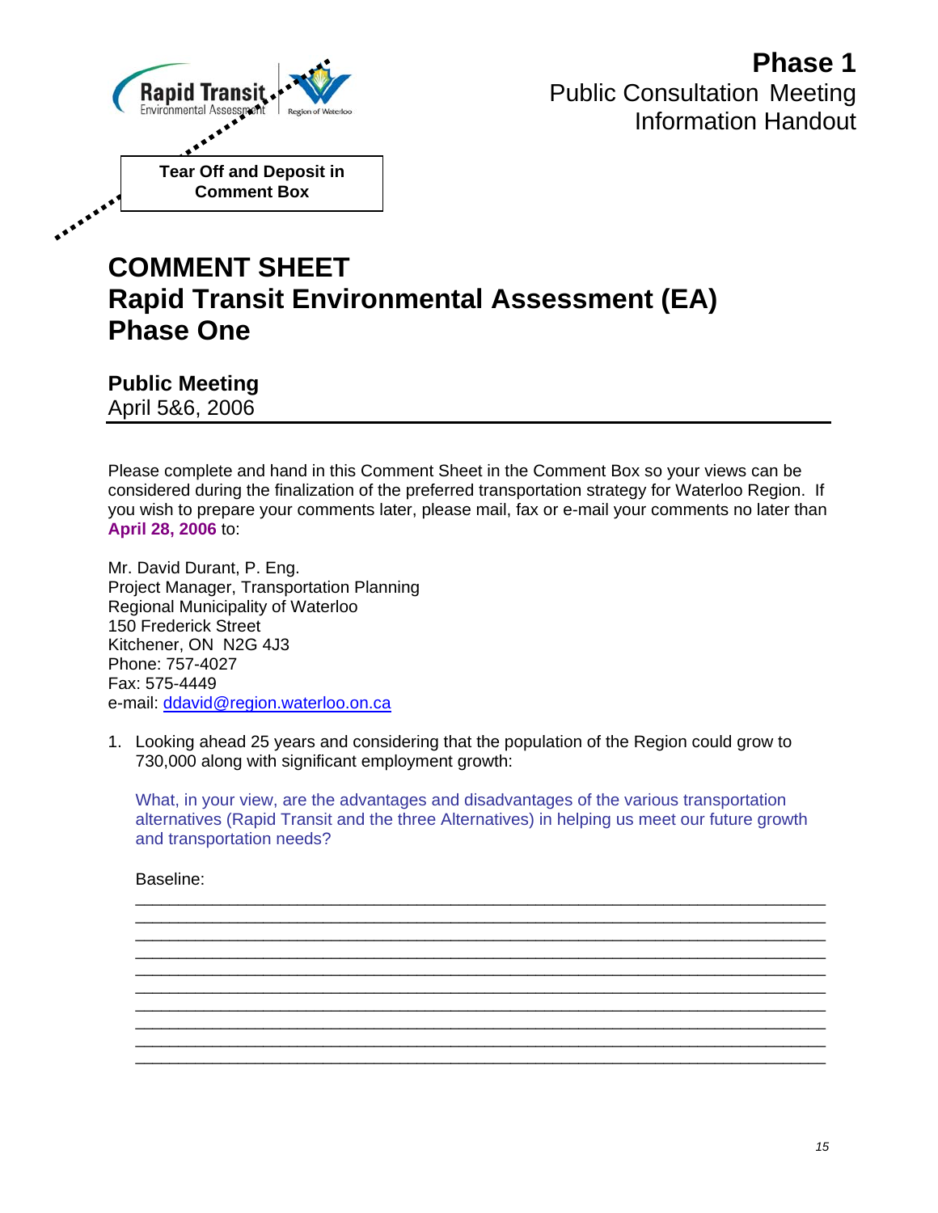Rapid Transit
Environmental Assessment | Region of Waterloo

**Phase 1**
Public Consultation Meeting
Information Handout

**Tear Off and Deposit in Comment Box**

# COMMENT SHEET
# Rapid Transit Environmental Assessment (EA) Phase One

## Public Meeting
April 5&6, 2006

Please complete and hand in this Comment Sheet in the Comment Box so your views can be considered during the finalization of the preferred transportation strategy for Waterloo Region. If you wish to prepare your comments later, please mail, fax or e-mail your comments no later than **April 28, 2006** to:

Mr. David Durant, P. Eng.
Project Manager, Transportation Planning
Regional Municipality of Waterloo
150 Frederick Street
Kitchener, ON N2G 4J3
Phone: 757-4027
Fax: 575-4449
e-mail: ddavid@region.waterloo.on.ca

1. Looking ahead 25 years and considering that the population of the Region could grow to 730,000 along with significant employment growth:

   What, in your view, are the advantages and disadvantages of the various transportation alternatives (Rapid Transit and the three Alternatives) in helping us meet our future growth and transportation needs?

   Baseline:

   ______________________________________________________________________
   ______________________________________________________________________
   ______________________________________________________________________
   ______________________________________________________________________
   ______________________________________________________________________
   ______________________________________________________________________
   ______________________________________________________________________
   ______________________________________________________________________
   ______________________________________________________________________
   ______________________________________________________________________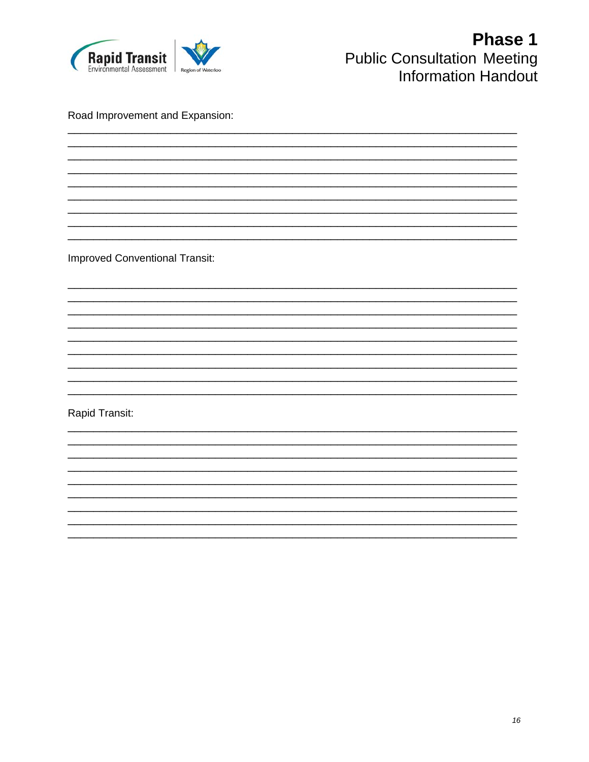Road Improvement and Expansion:

Improved Conventional Transit:

Rapid Transit: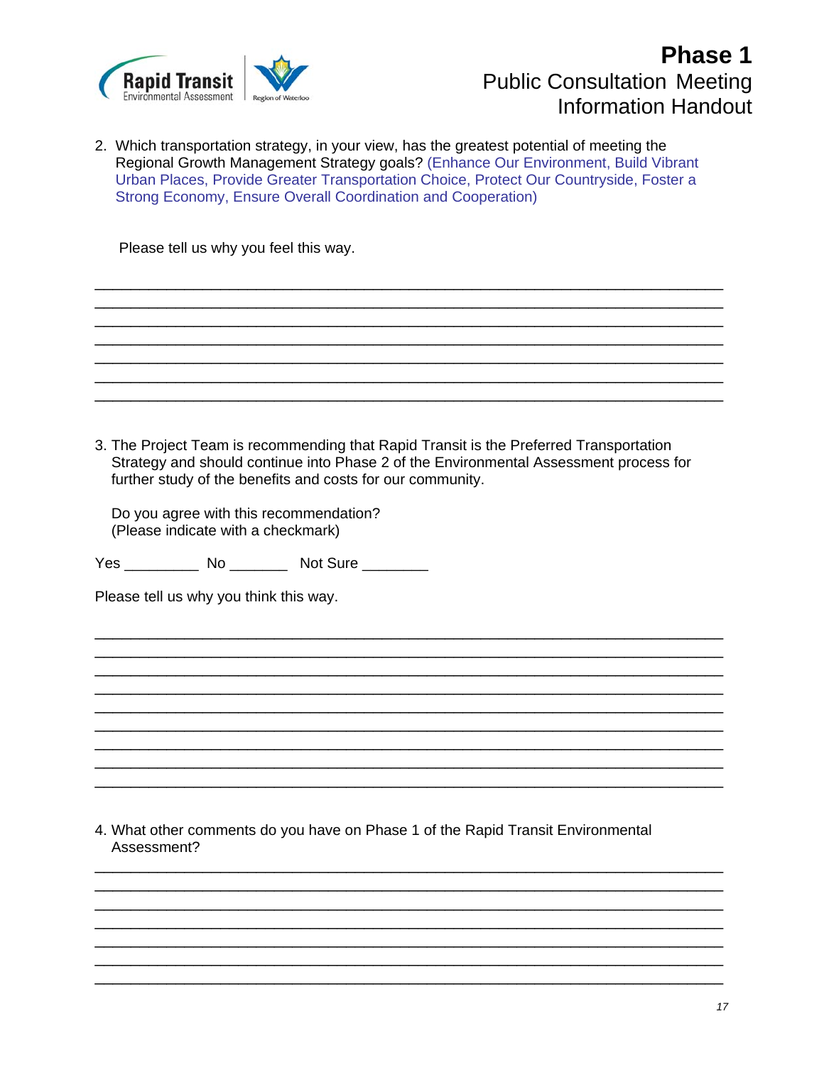2. Which transportation strategy, in your view, has the greatest potential of meeting the Regional Growth Management Strategy goals? (Enhance Our Environment, Build Vibrant Urban Places, Provide Greater Transportation Choice, Protect Our Countryside, Foster a Strong Economy, Ensure Overall Coordination and Cooperation)

   Please tell us why you feel this way.

_______________________________________________________________________
_______________________________________________________________________
_______________________________________________________________________
_______________________________________________________________________
_______________________________________________________________________
_______________________________________________________________________
_______________________________________________________________________

3. The Project Team is recommending that Rapid Transit is the Preferred Transportation Strategy and should continue into Phase 2 of the Environmental Assessment process for further study of the benefits and costs for our community.

   Do you agree with this recommendation?
   (Please indicate with a checkmark)

Yes _________ No _______ Not Sure ________

Please tell us why you think this way.

_______________________________________________________________________
_______________________________________________________________________
_______________________________________________________________________
_______________________________________________________________________
_______________________________________________________________________
_______________________________________________________________________
_______________________________________________________________________
_______________________________________________________________________
_______________________________________________________________________

4. What other comments do you have on Phase 1 of the Rapid Transit Environmental Assessment?

_______________________________________________________________________
_______________________________________________________________________
_______________________________________________________________________
_______________________________________________________________________
_______________________________________________________________________
_______________________________________________________________________
_______________________________________________________________________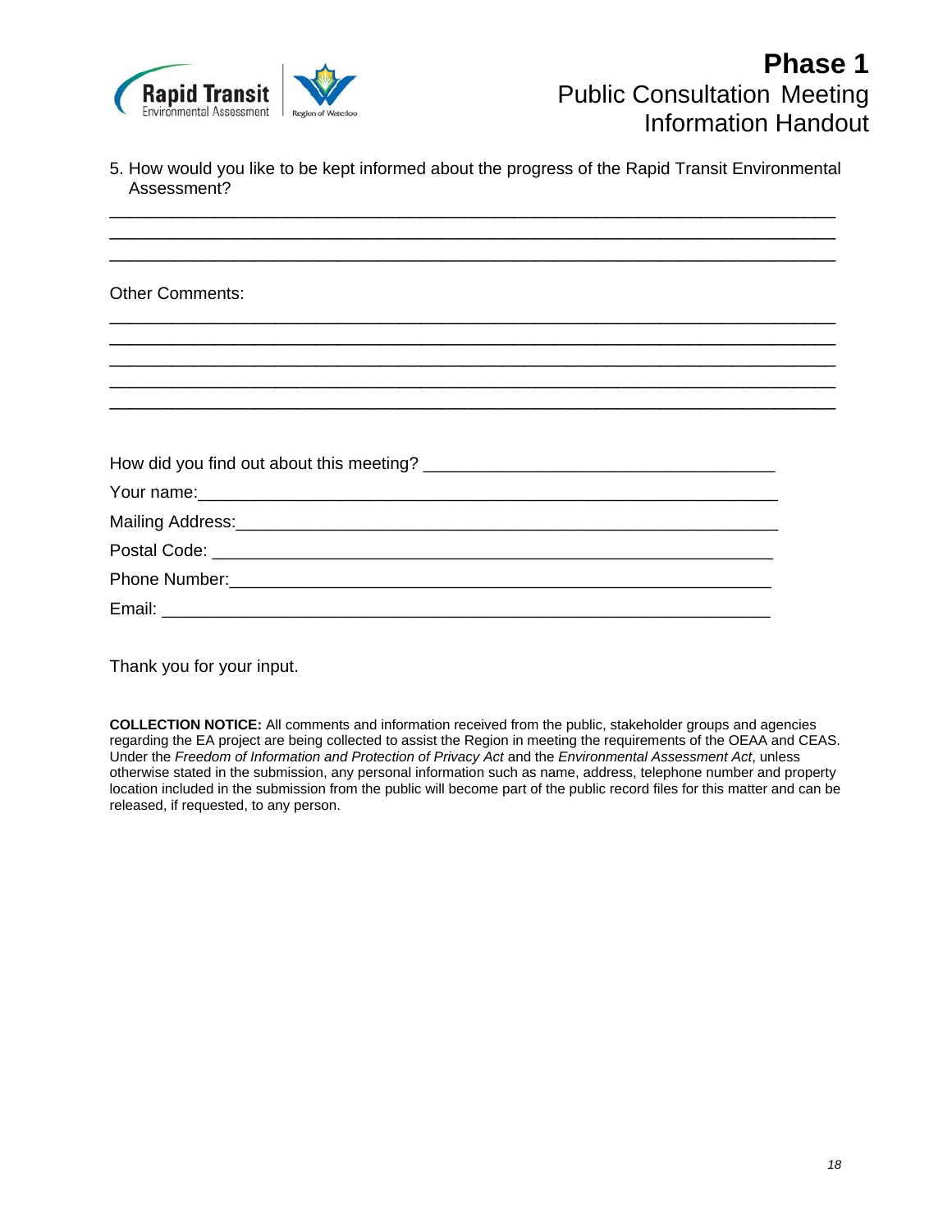5. How would you like to be kept informed about the progress of the Rapid Transit Environmental Assessment?

___________________________________________________________________________
___________________________________________________________________________
___________________________________________________________________________

Other Comments:

___________________________________________________________________________
___________________________________________________________________________
___________________________________________________________________________
___________________________________________________________________________
___________________________________________________________________________

How did you find out about this meeting? ____________________________________

Your name:______________________________________________________________

Mailing Address:_________________________________________________________

Postal Code: ____________________________________________________________

Phone Number:__________________________________________________________

Email: _________________________________________________________________

Thank you for your input.

**COLLECTION NOTICE:** All comments and information received from the public, stakeholder groups and agencies regarding the EA project are being collected to assist the Region in meeting the requirements of the OEAA and CEAS. Under the *Freedom of Information and Protection of Privacy Act* and the *Environmental Assessment Act*, unless otherwise stated in the submission, any personal information such as name, address, telephone number and property location included in the submission from the public will become part of the public record files for this matter and can be released, if requested, to any person.